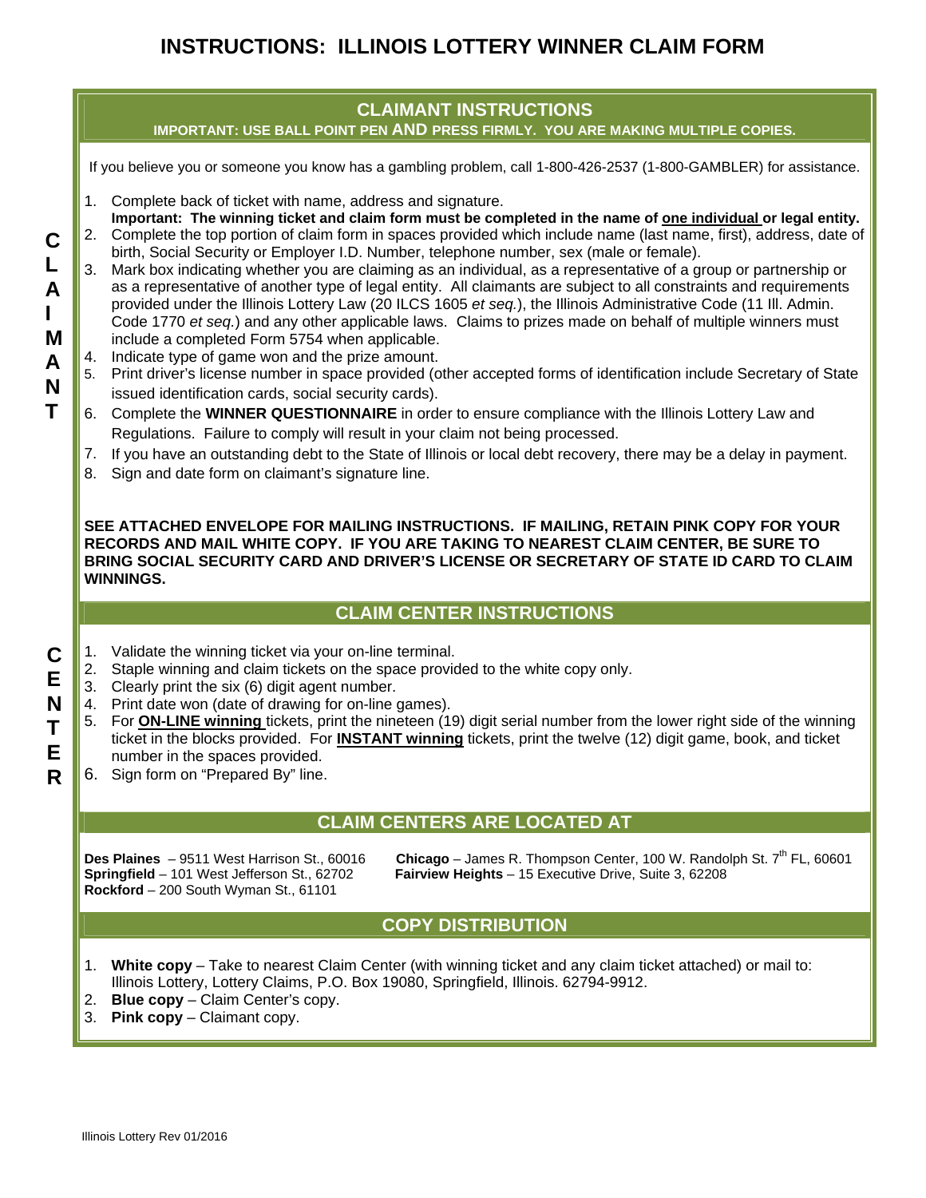# INSTRUCTIONS: ILLINOIS LOTTERY WINNER CLAIM FORM

## CLAIMANT INSTRUCTIONS

**IMPORTANT: USE BALL POINT PEN AND PRESS FIRMLY. YOU ARE MAKING MULTIPLE COPIES.**

If you believe you or someone you know has a gambling problem, call 1-800-426-2537 (1-800-GAMBLER) for assistance.

1. Complete back of ticket with name, address and signature.
   **Important: The winning ticket and claim form must be completed in the name of one individual or legal entity.**
2. Complete the top portion of claim form in spaces provided which include name (last name, first), address, date of birth, Social Security or Employer I.D. Number, telephone number, sex (male or female).
3. Mark box indicating whether you are claiming as an individual, as a representative of a group or partnership or as a representative of another type of legal entity. All claimants are subject to all constraints and requirements provided under the Illinois Lottery Law (20 ILCS 1605 *et seq.*), the Illinois Administrative Code (11 Ill. Admin. Code 1770 *et seq.*) and any other applicable laws. Claims to prizes made on behalf of multiple winners must include a completed Form 5754 when applicable.
4. Indicate type of game won and the prize amount.
5. Print driver's license number in space provided (other accepted forms of identification include Secretary of State issued identification cards, social security cards).
6. Complete the **WINNER QUESTIONNAIRE** in order to ensure compliance with the Illinois Lottery Law and Regulations. Failure to comply will result in your claim not being processed.
7. If you have an outstanding debt to the State of Illinois or local debt recovery, there may be a delay in payment.
8. Sign and date form on claimant's signature line.

**SEE ATTACHED ENVELOPE FOR MAILING INSTRUCTIONS. IF MAILING, RETAIN PINK COPY FOR YOUR RECORDS AND MAIL WHITE COPY. IF YOU ARE TAKING TO NEAREST CLAIM CENTER, BE SURE TO BRING SOCIAL SECURITY CARD AND DRIVER'S LICENSE OR SECRETARY OF STATE ID CARD TO CLAIM WINNINGS.**

## CLAIM CENTER INSTRUCTIONS

1. Validate the winning ticket via your on-line terminal.
2. Staple winning and claim tickets on the space provided to the white copy only.
3. Clearly print the six (6) digit agent number.
4. Print date won (date of drawing for on-line games).
5. For **ON-LINE winning** tickets, print the nineteen (19) digit serial number from the lower right side of the winning ticket in the blocks provided. For **INSTANT winning** tickets, print the twelve (12) digit game, book, and ticket number in the spaces provided.
6. Sign form on "Prepared By" line.

## CLAIM CENTERS ARE LOCATED AT

**Des Plaines** – 9511 West Harrison St., 60016
**Springfield** – 101 West Jefferson St., 62702
**Rockford** – 200 South Wyman St., 61101
**Chicago** – James R. Thompson Center, 100 W. Randolph St. 7th FL, 60601
**Fairview Heights** – 15 Executive Drive, Suite 3, 62208

## COPY DISTRIBUTION

1. **White copy** – Take to nearest Claim Center (with winning ticket and any claim ticket attached) or mail to: Illinois Lottery, Lottery Claims, P.O. Box 19080, Springfield, Illinois. 62794-9912.
2. **Blue copy** – Claim Center's copy.
3. **Pink copy** – Claimant copy.

Illinois Lottery Rev 01/2016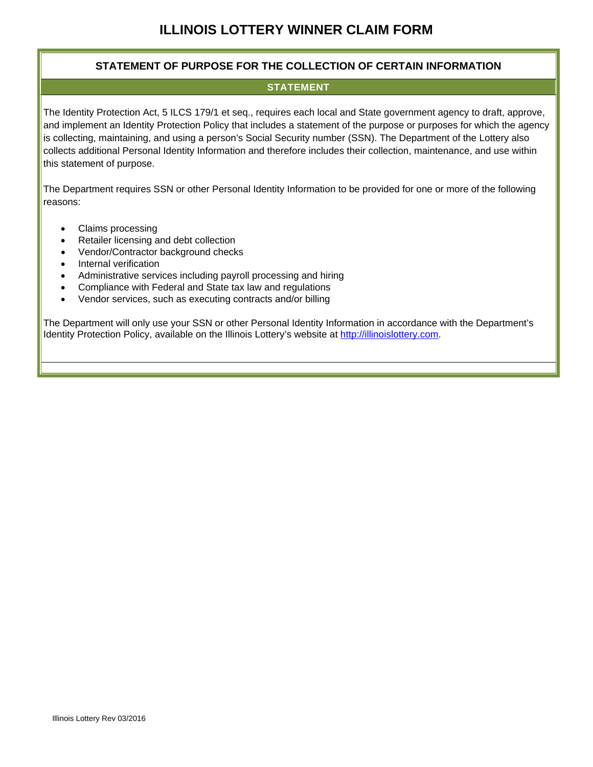# ILLINOIS LOTTERY WINNER CLAIM FORM

## STATEMENT OF PURPOSE FOR THE COLLECTION OF CERTAIN INFORMATION

### STATEMENT

The Identity Protection Act, 5 ILCS 179/1 et seq., requires each local and State government agency to draft, approve, and implement an Identity Protection Policy that includes a statement of the purpose or purposes for which the agency is collecting, maintaining, and using a person's Social Security number (SSN). The Department of the Lottery also collects additional Personal Identity Information and therefore includes their collection, maintenance, and use within this statement of purpose.

The Department requires SSN or other Personal Identity Information to be provided for one or more of the following reasons:

- Claims processing
- Retailer licensing and debt collection
- Vendor/Contractor background checks
- Internal verification
- Administrative services including payroll processing and hiring
- Compliance with Federal and State tax law and regulations
- Vendor services, such as executing contracts and/or billing

The Department will only use your SSN or other Personal Identity Information in accordance with the Department's Identity Protection Policy, available on the Illinois Lottery's website at [http://illinoislottery.com](http://illinoislottery.com).

Illinois Lottery Rev 03/2016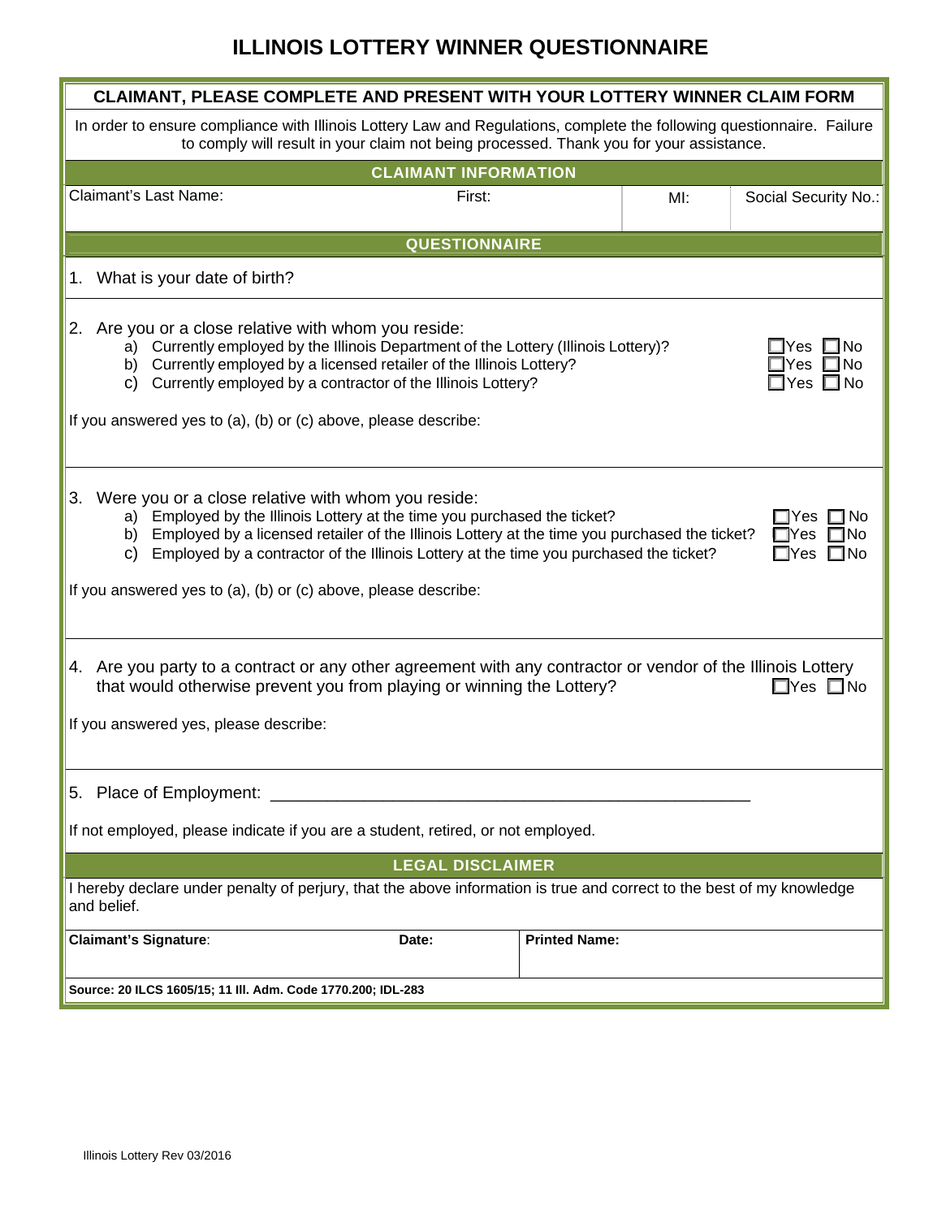# ILLINOIS LOTTERY WINNER QUESTIONNAIRE

**CLAIMANT, PLEASE COMPLETE AND PRESENT WITH YOUR LOTTERY WINNER CLAIM FORM**

In order to ensure compliance with Illinois Lottery Law and Regulations, complete the following questionnaire. Failure to comply will result in your claim not being processed. Thank you for your assistance.

## CLAIMANT INFORMATION

| Claimant's Last Name: | First: | MI: | Social Security No.: |
|---|---|---|---|
| | | | |

## QUESTIONNAIRE

1. What is your date of birth?

2. Are you or a close relative with whom you reside:
   a) Currently employed by the Illinois Department of the Lottery (Illinois Lottery)? ☐Yes ☐No
   b) Currently employed by a licensed retailer of the Illinois Lottery? ☐Yes ☐No
   c) Currently employed by a contractor of the Illinois Lottery? ☐Yes ☐No

If you answered yes to (a), (b) or (c) above, please describe:

3. Were you or a close relative with whom you reside:
   a) Employed by the Illinois Lottery at the time you purchased the ticket? ☐Yes ☐No
   b) Employed by a licensed retailer of the Illinois Lottery at the time you purchased the ticket? ☐Yes ☐No
   c) Employed by a contractor of the Illinois Lottery at the time you purchased the ticket? ☐Yes ☐No

If you answered yes to (a), (b) or (c) above, please describe:

4. Are you party to a contract or any other agreement with any contractor or vendor of the Illinois Lottery that would otherwise prevent you from playing or winning the Lottery? ☐Yes ☐No

If you answered yes, please describe:

5. Place of Employment: ____________________________________________________

If not employed, please indicate if you are a student, retired, or not employed.

## LEGAL DISCLAIMER

I hereby declare under penalty of perjury, that the above information is true and correct to the best of my knowledge and belief.

| **Claimant's Signature**: | **Date:** | **Printed Name:** |
|---|---|---|
| | | |

**Source: 20 ILCS 1605/15; 11 Ill. Adm. Code 1770.200; IDL-283**

Illinois Lottery Rev 03/2016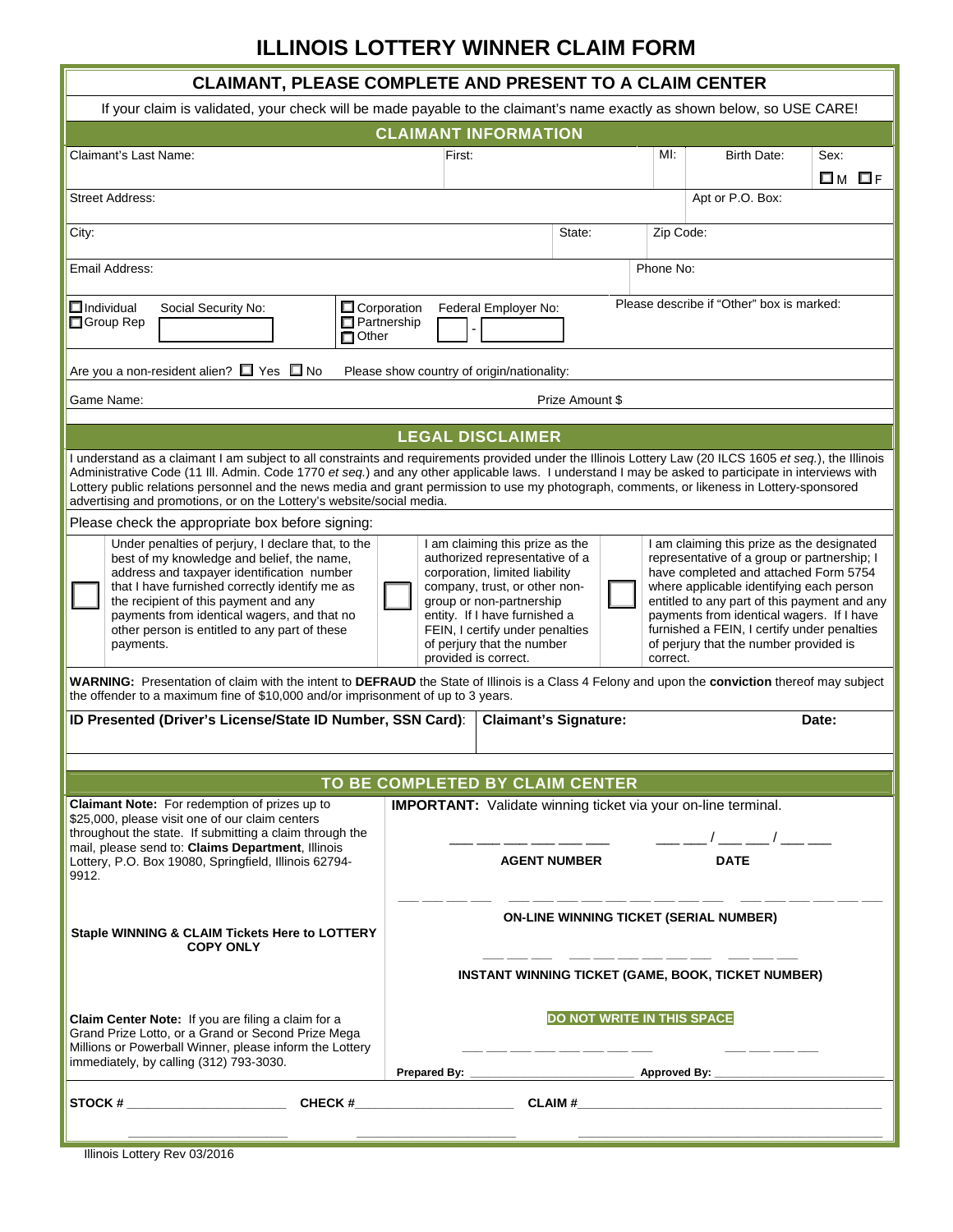# ILLINOIS LOTTERY WINNER CLAIM FORM

## CLAIMANT, PLEASE COMPLETE AND PRESENT TO A CLAIM CENTER

If your claim is validated, your check will be made payable to the claimant's name exactly as shown below, so USE CARE!

### CLAIMANT INFORMATION

| Claimant's Last Name: | First: | MI: | Birth Date: | Sex: ☐ M ☐ F |
|---|---|---|---|---|

| Street Address: | Apt or P.O. Box: |
|---|---|

| City: | State: | Zip Code: |
|---|---|---|

| Email Address: | Phone No: |
|---|---|

☐ Individual ☐ Group Rep — Social Security No: ______

☐ Corporation ☐ Partnership ☐ Other — Federal Employer No: ____ - ______

Please describe if "Other" box is marked:

Are you a non-resident alien? ☐ Yes ☐ No — Please show country of origin/nationality:

Game Name: — Prize Amount $

### LEGAL DISCLAIMER

I understand as a claimant I am subject to all constraints and requirements provided under the Illinois Lottery Law (20 ILCS 1605 *et seq.*), the Illinois Administrative Code (11 Ill. Admin. Code 1770 *et seq.*) and any other applicable laws. I understand I may be asked to participate in interviews with Lottery public relations personnel and the news media and grant permission to use my photograph, comments, or likeness in Lottery-sponsored advertising and promotions, or on the Lottery's website/social media.

Please check the appropriate box before signing:

☐ Under penalties of perjury, I declare that, to the best of my knowledge and belief, the name, address and taxpayer identification number that I have furnished correctly identify me as the recipient of this payment and any payments from identical wagers, and that no other person is entitled to any part of these payments.

☐ I am claiming this prize as the authorized representative of a corporation, limited liability company, trust, or other non-group or non-partnership entity. If I have furnished a FEIN, I certify under penalties of perjury that the number provided is correct.

☐ I am claiming this prize as the designated representative of a group or partnership; I have completed and attached Form 5754 where applicable identifying each person entitled to any part of this payment and any payments from identical wagers. If I have furnished a FEIN, I certify under penalties of perjury that the number provided is correct.

**WARNING:** Presentation of claim with the intent to **DEFRAUD** the State of Illinois is a Class 4 Felony and upon the **conviction** thereof may subject the offender to a maximum fine of $10,000 and/or imprisonment of up to 3 years.

| **ID Presented (Driver's License/State ID Number, SSN Card):** | **Claimant's Signature:** | **Date:** |
|---|---|---|

### TO BE COMPLETED BY CLAIM CENTER

**Claimant Note:** For redemption of prizes up to $25,000, please visit one of our claim centers throughout the state. If submitting a claim through the mail, please send to: **Claims Department**, Illinois Lottery, P.O. Box 19080, Springfield, Illinois 62794-9912.

**IMPORTANT:** Validate winning ticket via your on-line terminal.

___ ___ ___ ___ ___ ___ **AGENT NUMBER**

___ ___ / ___ ___ / ___ ___ **DATE**

**ON-LINE WINNING TICKET (SERIAL NUMBER)**

**Staple WINNING & CLAIM Tickets Here to LOTTERY COPY ONLY**

**INSTANT WINNING TICKET (GAME, BOOK, TICKET NUMBER)**

**Claim Center Note:** If you are filing a claim for a Grand Prize Lotto, or a Grand or Second Prize Mega Millions or Powerball Winner, please inform the Lottery immediately, by calling (312) 793-3030.

**DO NOT WRITE IN THIS SPACE**

**Prepared By:** ______ **Approved By:** ______

**STOCK #** ______ **CHECK #** ______ **CLAIM #** ______

Illinois Lottery Rev 03/2016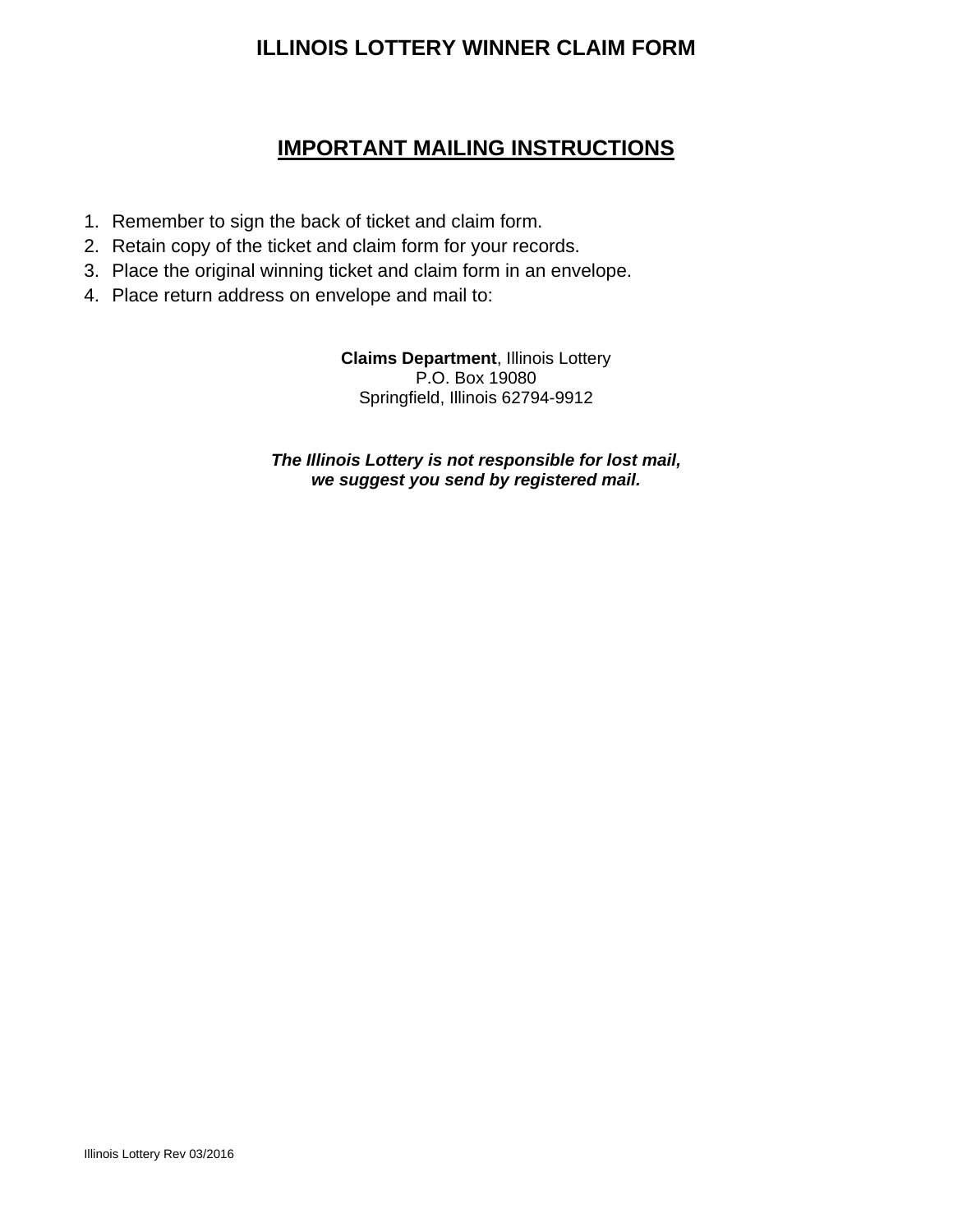# ILLINOIS LOTTERY WINNER CLAIM FORM

## IMPORTANT MAILING INSTRUCTIONS

1. Remember to sign the back of ticket and claim form.
2. Retain copy of the ticket and claim form for your records.
3. Place the original winning ticket and claim form in an envelope.
4. Place return address on envelope and mail to:

**Claims Department**, Illinois Lottery
P.O. Box 19080
Springfield, Illinois 62794-9912

***The Illinois Lottery is not responsible for lost mail, we suggest you send by registered mail.***

Illinois Lottery Rev 03/2016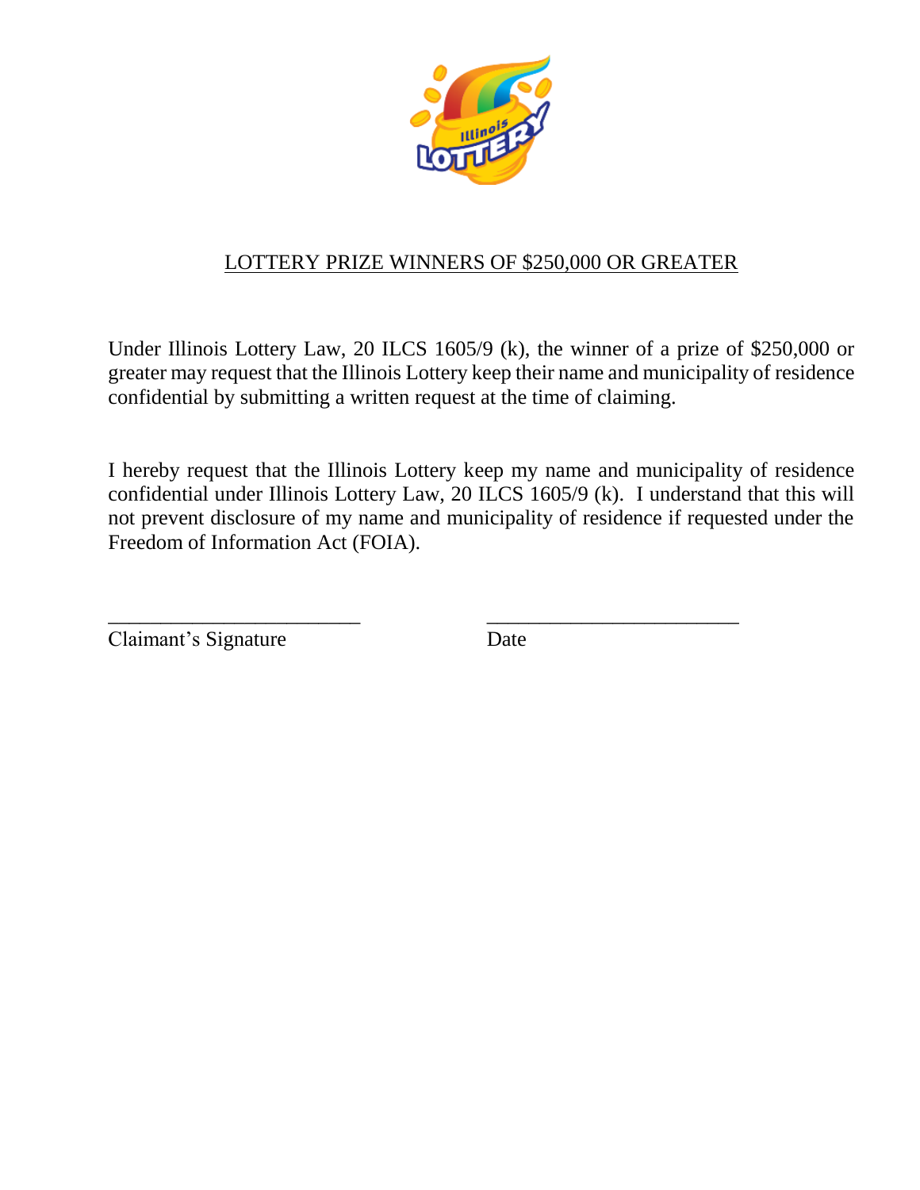## LOTTERY PRIZE WINNERS OF $250,000 OR GREATER

Under Illinois Lottery Law, 20 ILCS 1605/9 (k), the winner of a prize of $250,000 or greater may request that the Illinois Lottery keep their name and municipality of residence confidential by submitting a written request at the time of claiming.

I hereby request that the Illinois Lottery keep my name and municipality of residence confidential under Illinois Lottery Law, 20 ILCS 1605/9 (k). I understand that this will not prevent disclosure of my name and municipality of residence if requested under the Freedom of Information Act (FOIA).

________________________ ________________________

Claimant's Signature Date